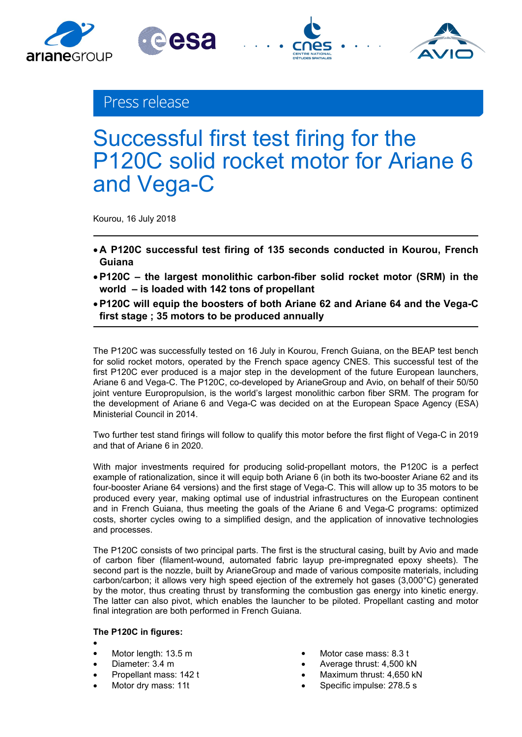Press release

# Successful first test firing for the P120C solid rocket motor for Ariane 6 and Vega-C

Kourou, 16 July 2018

- **A P120C successful test firing of 135 seconds conducted in Kourou, French Guiana**
- **P120C – the largest monolithic carbon-fiber solid rocket motor (SRM) in the world – is loaded with 142 tons of propellant**
- **P120C will equip the boosters of both Ariane 62 and Ariane 64 and the Vega-C first stage ; 35 motors to be produced annually**

The P120C was successfully tested on 16 July in Kourou, French Guiana, on the BEAP test bench for solid rocket motors, operated by the French space agency CNES. This successful test of the first P120C ever produced is a major step in the development of the future European launchers, Ariane 6 and Vega-C. The P120C, co-developed by ArianeGroup and Avio, on behalf of their 50/50 joint venture Europropulsion, is the world's largest monolithic carbon fiber SRM. The program for the development of Ariane 6 and Vega-C was decided on at the European Space Agency (ESA) Ministerial Council in 2014.

Two further test stand firings will follow to qualify this motor before the first flight of Vega-C in 2019 and that of Ariane 6 in 2020.

With major investments required for producing solid-propellant motors, the P120C is a perfect example of rationalization, since it will equip both Ariane 6 (in both its two-booster Ariane 62 and its four-booster Ariane 64 versions) and the first stage of Vega-C. This will allow up to 35 motors to be produced every year, making optimal use of industrial infrastructures on the European continent and in French Guiana, thus meeting the goals of the Ariane 6 and Vega-C programs: optimized costs, shorter cycles owing to a simplified design, and the application of innovative technologies and processes.

The P120C consists of two principal parts. The first is the structural casing, built by Avio and made of carbon fiber (filament-wound, automated fabric layup pre-impregnated epoxy sheets). The second part is the nozzle, built by ArianeGroup and made of various composite materials, including carbon/carbon; it allows very high speed ejection of the extremely hot gases (3,000°C) generated by the motor, thus creating thrust by transforming the combustion gas energy into kinetic energy. The latter can also pivot, which enables the launcher to be piloted. Propellant casting and motor final integration are both performed in French Guiana.

**The P120C in figures:**

- Motor length: 13.5 m
- Diameter: 3.4 m
- Propellant mass: 142 t
- Motor dry mass: 11t
- Motor case mass: 8.3 t
- Average thrust: 4,500 kN
- Maximum thrust: 4,650 kN
- Specific impulse: 278.5 s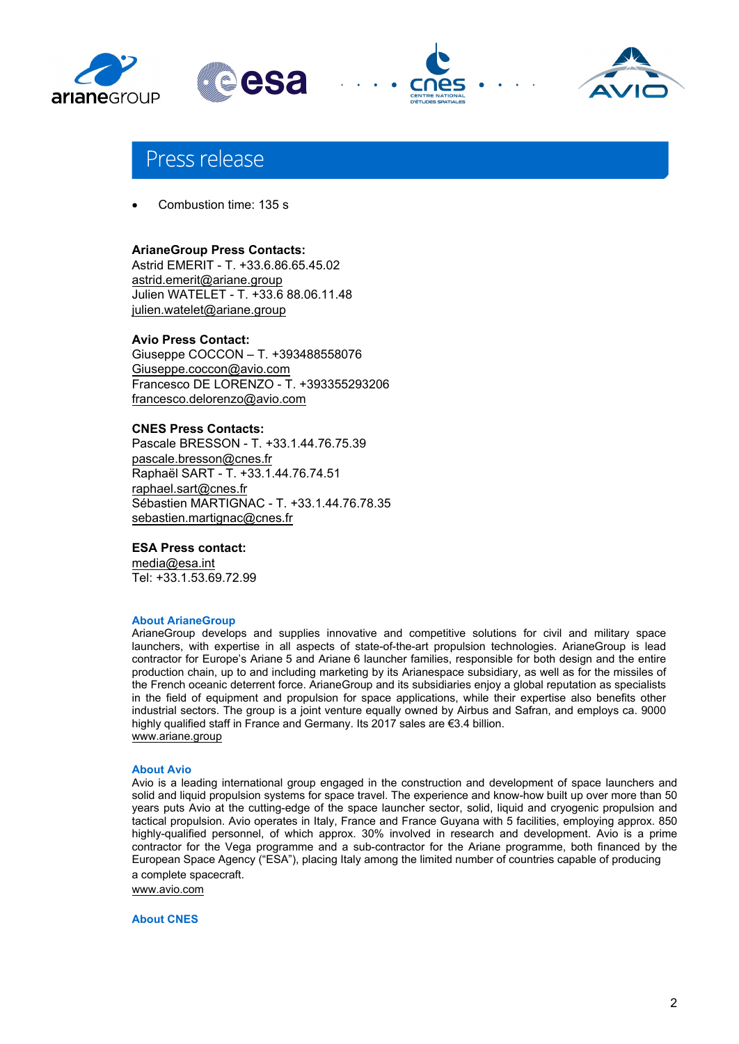- Combustion time: 135 s

**ArianeGroup Press Contacts:**
Astrid EMERIT - T. +33.6.86.65.45.02
astrid.emerit@ariane.group
Julien WATELET - T. +33.6 88.06.11.48
julien.watelet@ariane.group

**Avio Press Contact:**
Giuseppe COCCON – T. +393488558076
Giuseppe.coccon@avio.com
Francesco DE LORENZO - T. +393355293206
francesco.delorenzo@avio.com

**CNES Press Contacts:**
Pascale BRESSON - T. +33.1.44.76.75.39
pascale.bresson@cnes.fr
Raphaël SART - T. +33.1.44.76.74.51
raphael.sart@cnes.fr
Sébastien MARTIGNAC - T. +33.1.44.76.78.35
sebastien.martignac@cnes.fr

**ESA Press contact:**
media@esa.int
Tel: +33.1.53.69.72.99

### About ArianeGroup

ArianeGroup develops and supplies innovative and competitive solutions for civil and military space launchers, with expertise in all aspects of state-of-the-art propulsion technologies. ArianeGroup is lead contractor for Europe's Ariane 5 and Ariane 6 launcher families, responsible for both design and the entire production chain, up to and including marketing by its Arianespace subsidiary, as well as for the missiles of the French oceanic deterrent force. ArianeGroup and its subsidiaries enjoy a global reputation as specialists in the field of equipment and propulsion for space applications, while their expertise also benefits other industrial sectors. The group is a joint venture equally owned by Airbus and Safran, and employs ca. 9000 highly qualified staff in France and Germany. Its 2017 sales are €3.4 billion.
www.ariane.group

### About Avio

Avio is a leading international group engaged in the construction and development of space launchers and solid and liquid propulsion systems for space travel. The experience and know-how built up over more than 50 years puts Avio at the cutting-edge of the space launcher sector, solid, liquid and cryogenic propulsion and tactical propulsion. Avio operates in Italy, France and France Guyana with 5 facilities, employing approx. 850 highly-qualified personnel, of which approx. 30% involved in research and development. Avio is a prime contractor for the Vega programme and a sub-contractor for the Ariane programme, both financed by the European Space Agency ("ESA"), placing Italy among the limited number of countries capable of producing a complete spacecraft.
www.avio.com

### About CNES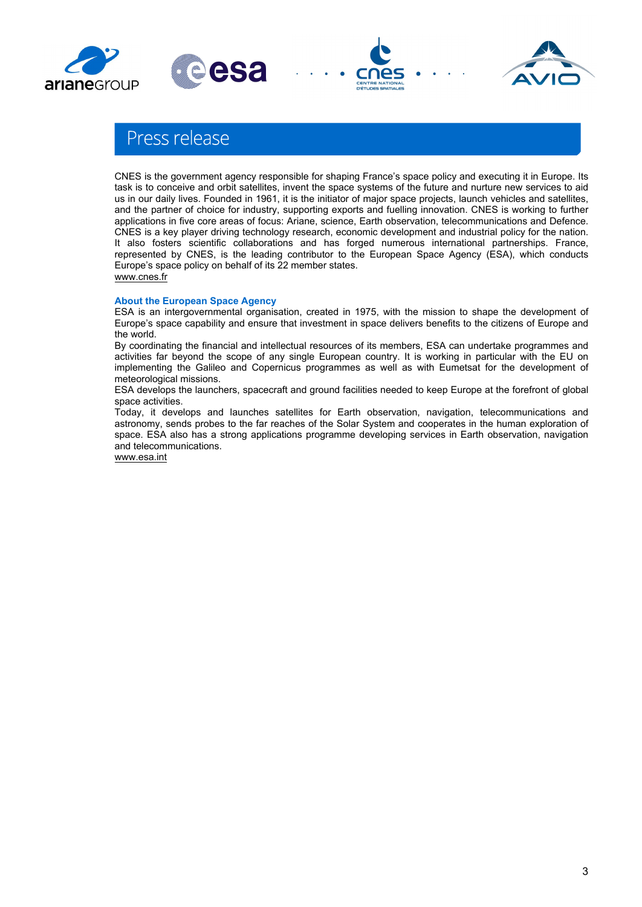# Press release

CNES is the government agency responsible for shaping France's space policy and executing it in Europe. Its task is to conceive and orbit satellites, invent the space systems of the future and nurture new services to aid us in our daily lives. Founded in 1961, it is the initiator of major space projects, launch vehicles and satellites, and the partner of choice for industry, supporting exports and fuelling innovation. CNES is working to further applications in five core areas of focus: Ariane, science, Earth observation, telecommunications and Defence. CNES is a key player driving technology research, economic development and industrial policy for the nation. It also fosters scientific collaborations and has forged numerous international partnerships. France, represented by CNES, is the leading contributor to the European Space Agency (ESA), which conducts Europe's space policy on behalf of its 22 member states.
www.cnes.fr

## About the European Space Agency

ESA is an intergovernmental organisation, created in 1975, with the mission to shape the development of Europe's space capability and ensure that investment in space delivers benefits to the citizens of Europe and the world.
By coordinating the financial and intellectual resources of its members, ESA can undertake programmes and activities far beyond the scope of any single European country. It is working in particular with the EU on implementing the Galileo and Copernicus programmes as well as with Eumetsat for the development of meteorological missions.
ESA develops the launchers, spacecraft and ground facilities needed to keep Europe at the forefront of global space activities.
Today, it develops and launches satellites for Earth observation, navigation, telecommunications and astronomy, sends probes to the far reaches of the Solar System and cooperates in the human exploration of space. ESA also has a strong applications programme developing services in Earth observation, navigation and telecommunications.
www.esa.int